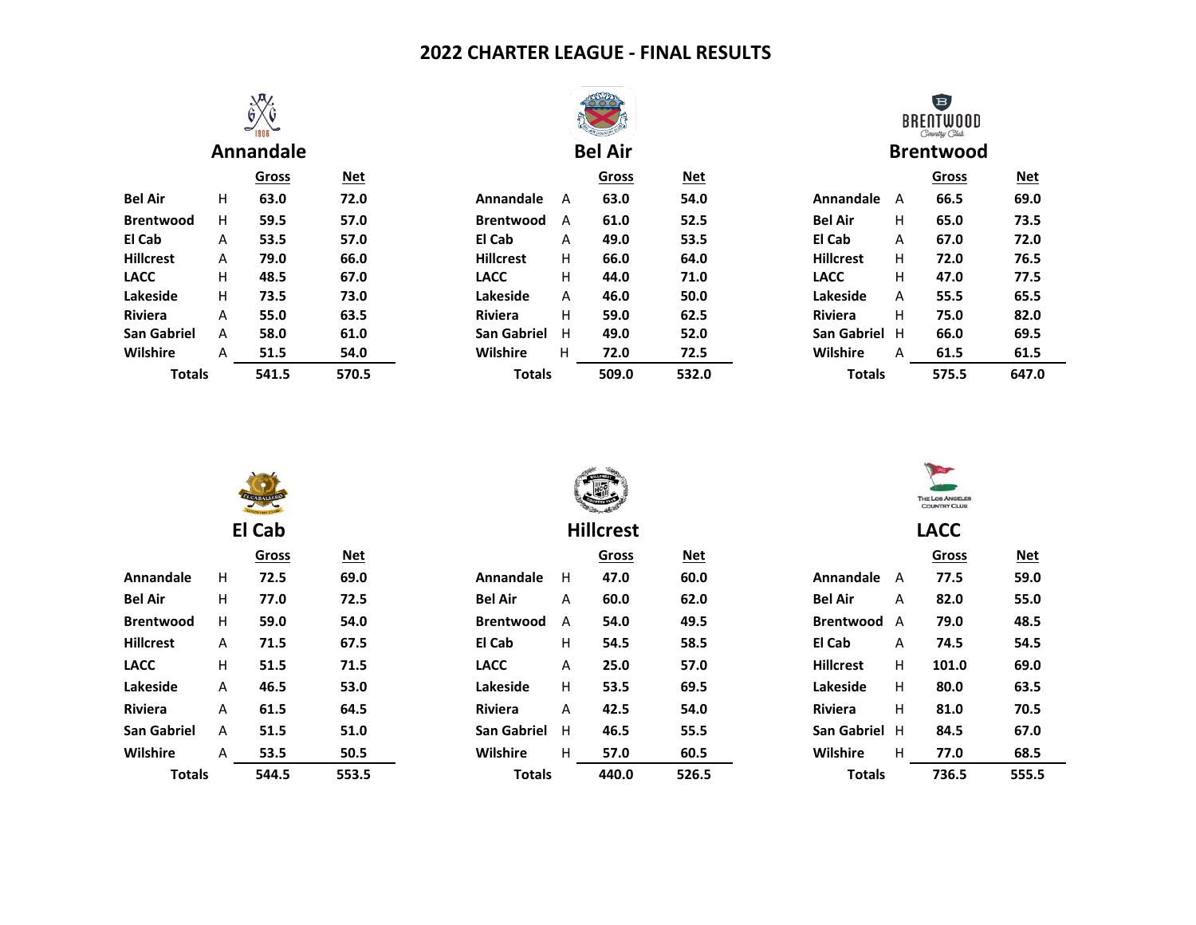# 2022 CHARTER LEAGUE - FINAL RESULTS

## Annandale

| | | Gross | Net |
|---|---|---|---|
| Bel Air | H | 63.0 | 72.0 |
| Brentwood | H | 59.5 | 57.0 |
| El Cab | A | 53.5 | 57.0 |
| Hillcrest | A | 79.0 | 66.0 |
| LACC | H | 48.5 | 67.0 |
| Lakeside | H | 73.5 | 73.0 |
| Riviera | A | 55.0 | 63.5 |
| San Gabriel | A | 58.0 | 61.0 |
| Wilshire | A | 51.5 | 54.0 |
| **Totals** | | **541.5** | **570.5** |

## Bel Air

| | | Gross | Net |
|---|---|---|---|
| Annandale | A | 63.0 | 54.0 |
| Brentwood | A | 61.0 | 52.5 |
| El Cab | A | 49.0 | 53.5 |
| Hillcrest | H | 66.0 | 64.0 |
| LACC | H | 44.0 | 71.0 |
| Lakeside | A | 46.0 | 50.0 |
| Riviera | H | 59.0 | 62.5 |
| San Gabriel | H | 49.0 | 52.0 |
| Wilshire | H | 72.0 | 72.5 |
| **Totals** | | **509.0** | **532.0** |

## Brentwood

| | | Gross | Net |
|---|---|---|---|
| Annandale | A | 66.5 | 69.0 |
| Bel Air | H | 65.0 | 73.5 |
| El Cab | A | 67.0 | 72.0 |
| Hillcrest | H | 72.0 | 76.5 |
| LACC | H | 47.0 | 77.5 |
| Lakeside | A | 55.5 | 65.5 |
| Riviera | H | 75.0 | 82.0 |
| San Gabriel | H | 66.0 | 69.5 |
| Wilshire | A | 61.5 | 61.5 |
| **Totals** | | **575.5** | **647.0** |

## El Cab

| | | Gross | Net |
|---|---|---|---|
| Annandale | H | 72.5 | 69.0 |
| Bel Air | H | 77.0 | 72.5 |
| Brentwood | H | 59.0 | 54.0 |
| Hillcrest | A | 71.5 | 67.5 |
| LACC | H | 51.5 | 71.5 |
| Lakeside | A | 46.5 | 53.0 |
| Riviera | A | 61.5 | 64.5 |
| San Gabriel | A | 51.5 | 51.0 |
| Wilshire | A | 53.5 | 50.5 |
| **Totals** | | **544.5** | **553.5** |

## Hillcrest

| | | Gross | Net |
|---|---|---|---|
| Annandale | H | 47.0 | 60.0 |
| Bel Air | A | 60.0 | 62.0 |
| Brentwood | A | 54.0 | 49.5 |
| El Cab | H | 54.5 | 58.5 |
| LACC | A | 25.0 | 57.0 |
| Lakeside | H | 53.5 | 69.5 |
| Riviera | A | 42.5 | 54.0 |
| San Gabriel | H | 46.5 | 55.5 |
| Wilshire | H | 57.0 | 60.5 |
| **Totals** | | **440.0** | **526.5** |

## LACC

| | | Gross | Net |
|---|---|---|---|
| Annandale | A | 77.5 | 59.0 |
| Bel Air | A | 82.0 | 55.0 |
| Brentwood | A | 79.0 | 48.5 |
| El Cab | A | 74.5 | 54.5 |
| Hillcrest | H | 101.0 | 69.0 |
| Lakeside | H | 80.0 | 63.5 |
| Riviera | H | 81.0 | 70.5 |
| San Gabriel | H | 84.5 | 67.0 |
| Wilshire | H | 77.0 | 68.5 |
| **Totals** | | **736.5** | **555.5** |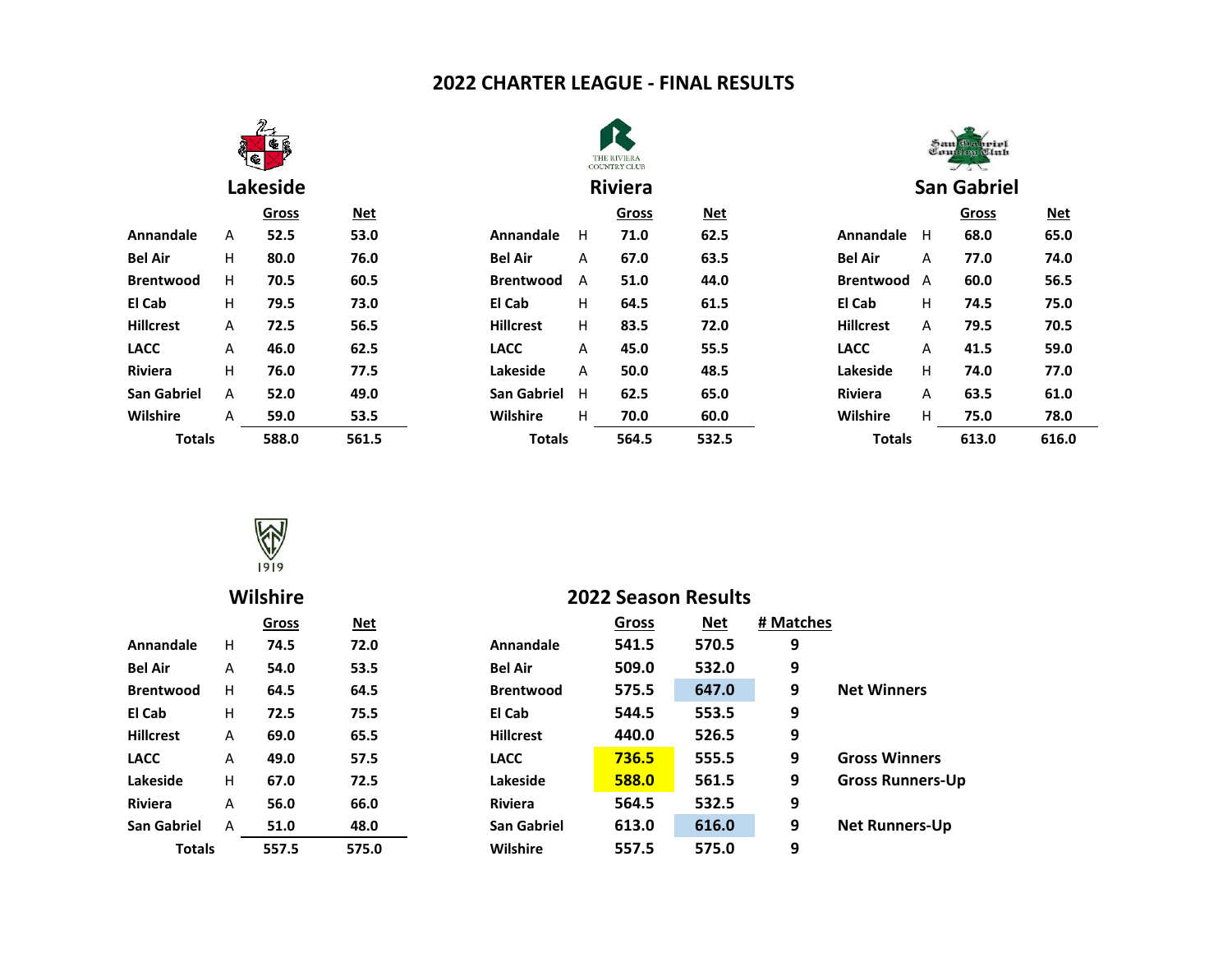# 2022 CHARTER LEAGUE - FINAL RESULTS

## Lakeside

| | | Gross | Net |
|---|---|---|---|
| Annandale | A | 52.5 | 53.0 |
| Bel Air | H | 80.0 | 76.0 |
| Brentwood | H | 70.5 | 60.5 |
| El Cab | H | 79.5 | 73.0 |
| Hillcrest | A | 72.5 | 56.5 |
| LACC | A | 46.0 | 62.5 |
| Riviera | H | 76.0 | 77.5 |
| San Gabriel | A | 52.0 | 49.0 |
| Wilshire | A | 59.0 | 53.5 |
| **Totals** | | **588.0** | **561.5** |

## Riviera

| | | Gross | Net |
|---|---|---|---|
| Annandale | H | 71.0 | 62.5 |
| Bel Air | A | 67.0 | 63.5 |
| Brentwood | A | 51.0 | 44.0 |
| El Cab | H | 64.5 | 61.5 |
| Hillcrest | H | 83.5 | 72.0 |
| LACC | A | 45.0 | 55.5 |
| Lakeside | A | 50.0 | 48.5 |
| San Gabriel | H | 62.5 | 65.0 |
| Wilshire | H | 70.0 | 60.0 |
| **Totals** | | **564.5** | **532.5** |

## San Gabriel

| | | Gross | Net |
|---|---|---|---|
| Annandale | H | 68.0 | 65.0 |
| Bel Air | A | 77.0 | 74.0 |
| Brentwood | A | 60.0 | 56.5 |
| El Cab | H | 74.5 | 75.0 |
| Hillcrest | A | 79.5 | 70.5 |
| LACC | A | 41.5 | 59.0 |
| Lakeside | H | 74.0 | 77.0 |
| Riviera | A | 63.5 | 61.0 |
| Wilshire | H | 75.0 | 78.0 |
| **Totals** | | **613.0** | **616.0** |

## Wilshire

| | | Gross | Net |
|---|---|---|---|
| Annandale | H | 74.5 | 72.0 |
| Bel Air | A | 54.0 | 53.5 |
| Brentwood | H | 64.5 | 64.5 |
| El Cab | H | 72.5 | 75.5 |
| Hillcrest | A | 69.0 | 65.5 |
| LACC | A | 49.0 | 57.5 |
| Lakeside | H | 67.0 | 72.5 |
| Riviera | A | 56.0 | 66.0 |
| San Gabriel | A | 51.0 | 48.0 |
| **Totals** | | **557.5** | **575.0** |

## 2022 Season Results

| | Gross | Net | # Matches | |
|---|---|---|---|---|
| Annandale | 541.5 | 570.5 | 9 | |
| Bel Air | 509.0 | 532.0 | 9 | |
| Brentwood | 575.5 | 647.0 | 9 | Net Winners |
| El Cab | 544.5 | 553.5 | 9 | |
| Hillcrest | 440.0 | 526.5 | 9 | |
| LACC | 736.5 | 555.5 | 9 | Gross Winners |
| Lakeside | 588.0 | 561.5 | 9 | Gross Runners-Up |
| Riviera | 564.5 | 532.5 | 9 | |
| San Gabriel | 613.0 | 616.0 | 9 | Net Runners-Up |
| Wilshire | 557.5 | 575.0 | 9 | |